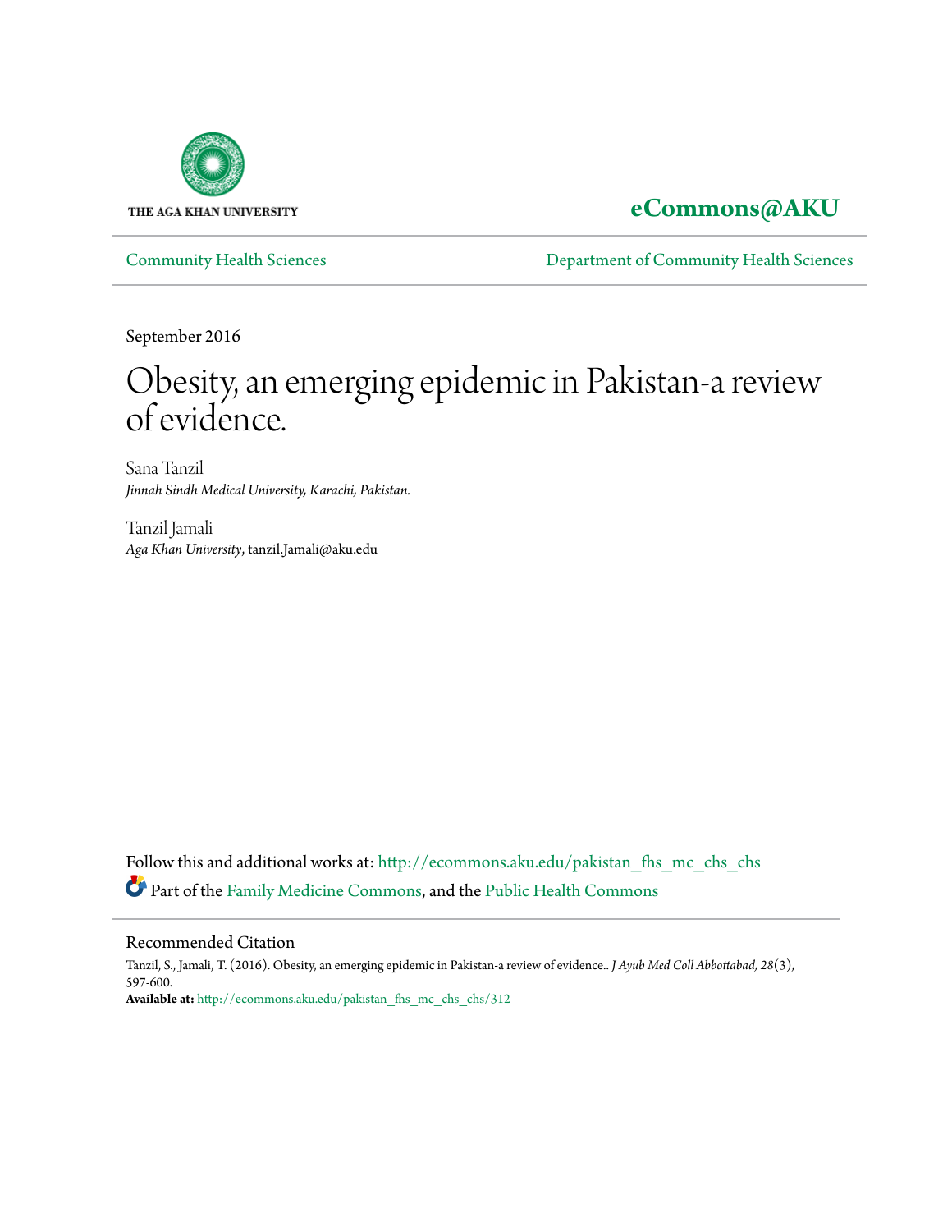THE AGA KHAN UNIVERSITY

**eCommons@AKU**

Community Health Sciences | Department of Community Health Sciences

September 2016

# Obesity, an emerging epidemic in Pakistan-a review of evidence.

Sana Tanzil
*Jinnah Sindh Medical University, Karachi, Pakistan.*

Tanzil Jamali
*Aga Khan University*, tanzil.Jamali@aku.edu

Follow this and additional works at: http://ecommons.aku.edu/pakistan_fhs_mc_chs_chs

Part of the Family Medicine Commons, and the Public Health Commons

## Recommended Citation

Tanzil, S., Jamali, T. (2016). Obesity, an emerging epidemic in Pakistan-a review of evidence.. *J Ayub Med Coll Abbottabad, 28*(3), 597-600.

**Available at:** http://ecommons.aku.edu/pakistan_fhs_mc_chs_chs/312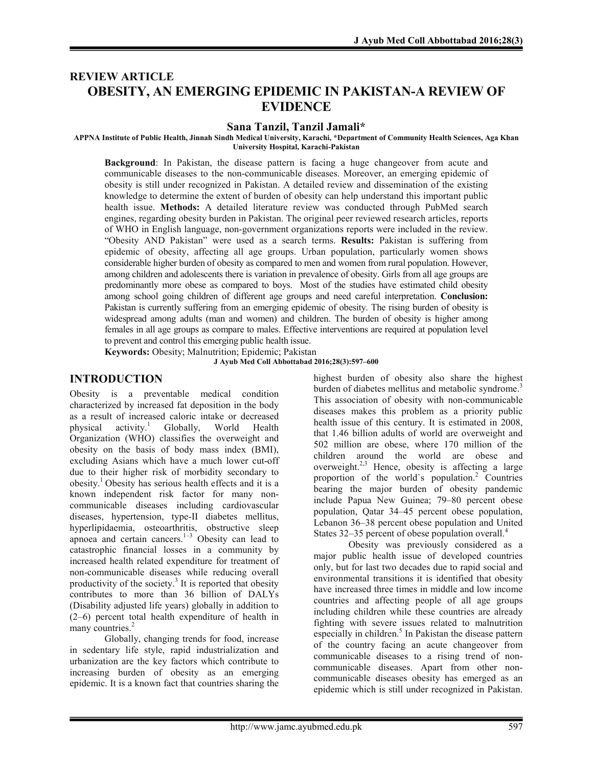## REVIEW ARTICLE

# OBESITY, AN EMERGING EPIDEMIC IN PAKISTAN-A REVIEW OF EVIDENCE

**Sana Tanzil, Tanzil Jamali***

**APPNA Institute of Public Health, Jinnah Sindh Medical University, Karachi, *Department of Community Health Sciences, Aga Khan University Hospital, Karachi-Pakistan**

**Background**: In Pakistan, the disease pattern is facing a huge changeover from acute and communicable diseases to the non-communicable diseases. Moreover, an emerging epidemic of obesity is still under recognized in Pakistan. A detailed review and dissemination of the existing knowledge to determine the extent of burden of obesity can help understand this important public health issue. **Methods:** A detailed literature review was conducted through PubMed search engines, regarding obesity burden in Pakistan. The original peer reviewed research articles, reports of WHO in English language, non-government organizations reports were included in the review. "Obesity AND Pakistan" were used as a search terms. **Results:** Pakistan is suffering from epidemic of obesity, affecting all age groups. Urban population, particularly women shows considerable higher burden of obesity as compared to men and women from rural population. However, among children and adolescents there is variation in prevalence of obesity. Girls from all age groups are predominantly more obese as compared to boys. Most of the studies have estimated child obesity among school going children of different age groups and need careful interpretation. **Conclusion:** Pakistan is currently suffering from an emerging epidemic of obesity. The rising burden of obesity is widespread among adults (man and women) and children. The burden of obesity is higher among females in all age groups as compare to males. Effective interventions are required at population level to prevent and control this emerging public health issue.

**Keywords:** Obesity; Malnutrition; Epidemic; Pakistan

**J Ayub Med Coll Abbottabad 2016;28(3):597–600**

## INTRODUCTION

Obesity is a preventable medical condition characterized by increased fat deposition in the body as a result of increased caloric intake or decreased physical activity.[1] Globally, World Health Organization (WHO) classifies the overweight and obesity on the basis of body mass index (BMI), excluding Asians which have a much lower cut-off due to their higher risk of morbidity secondary to obesity.[1] Obesity has serious health effects and it is a known independent risk factor for many non-communicable diseases including cardiovascular diseases, hypertension, type-II diabetes mellitus, hyperlipidaemia, osteoarthritis, obstructive sleep apnoea and certain cancers.[1–3] Obesity can lead to catastrophic financial losses in a community by increased health related expenditure for treatment of non-communicable diseases while reducing overall productivity of the society.[3] It is reported that obesity contributes to more than 36 billion of DALYs (Disability adjusted life years) globally in addition to (2–6) percent total health expenditure of health in many countries.[2]

Globally, changing trends for food, increase in sedentary life style, rapid industrialization and urbanization are the key factors which contribute to increasing burden of obesity as an emerging epidemic. It is a known fact that countries sharing the highest burden of obesity also share the highest burden of diabetes mellitus and metabolic syndrome.[3] This association of obesity with non-communicable diseases makes this problem as a priority public health issue of this century. It is estimated in 2008, that 1.46 billion adults of world are overweight and 502 million are obese, where 170 million of the children around the world are obese and overweight.[2,3] Hence, obesity is affecting a large proportion of the world`s population.[2] Countries bearing the major burden of obesity pandemic include Papua New Guinea; 79–80 percent obese population, Qatar 34–45 percent obese population, Lebanon 36–38 percent obese population and United States 32–35 percent of obese population overall.[4]

Obesity was previously considered as a major public health issue of developed countries only, but for last two decades due to rapid social and environmental transitions it is identified that obesity have increased three times in middle and low income countries and affecting people of all age groups including children while these countries are already fighting with severe issues related to malnutrition especially in children.[5] In Pakistan the disease pattern of the country facing an acute changeover from communicable diseases to a rising trend of non-communicable diseases. Apart from other non-communicable diseases obesity has emerged as an epidemic which is still under recognized in Pakistan.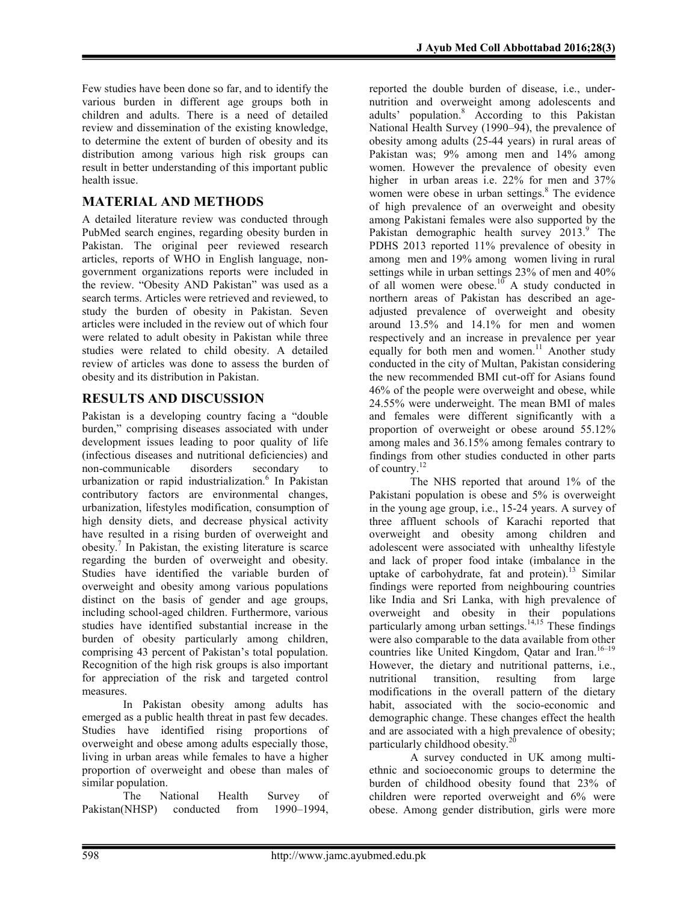Few studies have been done so far, and to identify the various burden in different age groups both in children and adults. There is a need of detailed review and dissemination of the existing knowledge, to determine the extent of burden of obesity and its distribution among various high risk groups can result in better understanding of this important public health issue.

## MATERIAL AND METHODS

A detailed literature review was conducted through PubMed search engines, regarding obesity burden in Pakistan. The original peer reviewed research articles, reports of WHO in English language, non-government organizations reports were included in the review. "Obesity AND Pakistan" was used as a search terms. Articles were retrieved and reviewed, to study the burden of obesity in Pakistan. Seven articles were included in the review out of which four were related to adult obesity in Pakistan while three studies were related to child obesity. A detailed review of articles was done to assess the burden of obesity and its distribution in Pakistan.

## RESULTS AND DISCUSSION

Pakistan is a developing country facing a "double burden," comprising diseases associated with under development issues leading to poor quality of life (infectious diseases and nutritional deficiencies) and non-communicable disorders secondary to urbanization or rapid industrialization.[6] In Pakistan contributory factors are environmental changes, urbanization, lifestyles modification, consumption of high density diets, and decrease physical activity have resulted in a rising burden of overweight and obesity.[7] In Pakistan, the existing literature is scarce regarding the burden of overweight and obesity. Studies have identified the variable burden of overweight and obesity among various populations distinct on the basis of gender and age groups, including school-aged children. Furthermore, various studies have identified substantial increase in the burden of obesity particularly among children, comprising 43 percent of Pakistan's total population. Recognition of the high risk groups is also important for appreciation of the risk and targeted control measures.

In Pakistan obesity among adults has emerged as a public health threat in past few decades. Studies have identified rising proportions of overweight and obese among adults especially those, living in urban areas while females to have a higher proportion of overweight and obese than males of similar population.

The National Health Survey of Pakistan(NHSP) conducted from 1990–1994, reported the double burden of disease, i.e., under-nutrition and overweight among adolescents and adults' population.[8] According to this Pakistan National Health Survey (1990–94), the prevalence of obesity among adults (25-44 years) in rural areas of Pakistan was; 9% among men and 14% among women. However the prevalence of obesity even higher in urban areas i.e. 22% for men and 37% women were obese in urban settings.[8] The evidence of high prevalence of an overweight and obesity among Pakistani females were also supported by the Pakistan demographic health survey 2013.[9] The PDHS 2013 reported 11% prevalence of obesity in among men and 19% among women living in rural settings while in urban settings 23% of men and 40% of all women were obese.[10] A study conducted in northern areas of Pakistan has described an age-adjusted prevalence of overweight and obesity around 13.5% and 14.1% for men and women respectively and an increase in prevalence per year equally for both men and women.[11] Another study conducted in the city of Multan, Pakistan considering the new recommended BMI cut-off for Asians found 46% of the people were overweight and obese, while 24.55% were underweight. The mean BMI of males and females were different significantly with a proportion of overweight or obese around 55.12% among males and 36.15% among females contrary to findings from other studies conducted in other parts of country.[12]

The NHS reported that around 1% of the Pakistani population is obese and 5% is overweight in the young age group, i.e., 15-24 years. A survey of three affluent schools of Karachi reported that overweight and obesity among children and adolescent were associated with unhealthy lifestyle and lack of proper food intake (imbalance in the uptake of carbohydrate, fat and protein).[13] Similar findings were reported from neighbouring countries like India and Sri Lanka, with high prevalence of overweight and obesity in their populations particularly among urban settings.[14,15] These findings were also comparable to the data available from other countries like United Kingdom, Qatar and Iran.[16–19] However, the dietary and nutritional patterns, i.e., nutritional transition, resulting from large modifications in the overall pattern of the dietary habit, associated with the socio-economic and demographic change. These changes effect the health and are associated with a high prevalence of obesity; particularly childhood obesity.[20]

A survey conducted in UK among multi-ethnic and socioeconomic groups to determine the burden of childhood obesity found that 23% of children were reported overweight and 6% were obese. Among gender distribution, girls were more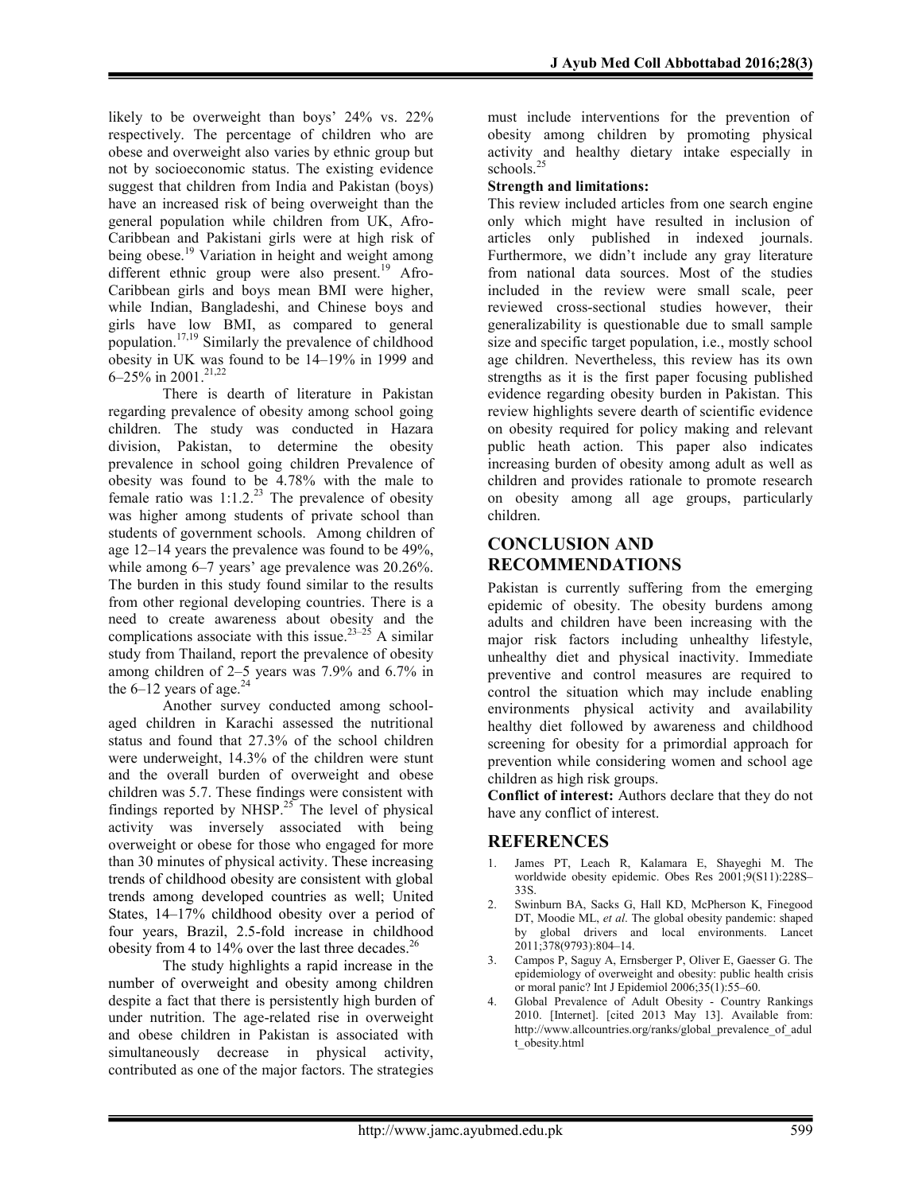likely to be overweight than boys' 24% vs. 22% respectively. The percentage of children who are obese and overweight also varies by ethnic group but not by socioeconomic status. The existing evidence suggest that children from India and Pakistan (boys) have an increased risk of being overweight than the general population while children from UK, Afro-Caribbean and Pakistani girls were at high risk of being obese.[19] Variation in height and weight among different ethnic group were also present.[19] Afro-Caribbean girls and boys mean BMI were higher, while Indian, Bangladeshi, and Chinese boys and girls have low BMI, as compared to general population.[17,19] Similarly the prevalence of childhood obesity in UK was found to be 14–19% in 1999 and 6–25% in 2001.[21,22]

There is dearth of literature in Pakistan regarding prevalence of obesity among school going children. The study was conducted in Hazara division, Pakistan, to determine the obesity prevalence in school going children Prevalence of obesity was found to be 4.78% with the male to female ratio was 1:1.2.[23] The prevalence of obesity was higher among students of private school than students of government schools. Among children of age 12–14 years the prevalence was found to be 49%, while among 6–7 years' age prevalence was 20.26%. The burden in this study found similar to the results from other regional developing countries. There is a need to create awareness about obesity and the complications associate with this issue.[23–25] A similar study from Thailand, report the prevalence of obesity among children of 2–5 years was 7.9% and 6.7% in the 6–12 years of age.[24]

Another survey conducted among school-aged children in Karachi assessed the nutritional status and found that 27.3% of the school children were underweight, 14.3% of the children were stunt and the overall burden of overweight and obese children was 5.7. These findings were consistent with findings reported by NHSP.[25] The level of physical activity was inversely associated with being overweight or obese for those who engaged for more than 30 minutes of physical activity. These increasing trends of childhood obesity are consistent with global trends among developed countries as well; United States, 14–17% childhood obesity over a period of four years, Brazil, 2.5-fold increase in childhood obesity from 4 to 14% over the last three decades.[26]

The study highlights a rapid increase in the number of overweight and obesity among children despite a fact that there is persistently high burden of under nutrition. The age-related rise in overweight and obese children in Pakistan is associated with simultaneously decrease in physical activity, contributed as one of the major factors. The strategies must include interventions for the prevention of obesity among children by promoting physical activity and healthy dietary intake especially in schools.[25]

**Strength and limitations:**

This review included articles from one search engine only which might have resulted in inclusion of articles only published in indexed journals. Furthermore, we didn't include any gray literature from national data sources. Most of the studies included in the review were small scale, peer reviewed cross-sectional studies however, their generalizability is questionable due to small sample size and specific target population, i.e., mostly school age children. Nevertheless, this review has its own strengths as it is the first paper focusing published evidence regarding obesity burden in Pakistan. This review highlights severe dearth of scientific evidence on obesity required for policy making and relevant public heath action. This paper also indicates increasing burden of obesity among adult as well as children and provides rationale to promote research on obesity among all age groups, particularly children.

## CONCLUSION AND RECOMMENDATIONS

Pakistan is currently suffering from the emerging epidemic of obesity. The obesity burdens among adults and children have been increasing with the major risk factors including unhealthy lifestyle, unhealthy diet and physical inactivity. Immediate preventive and control measures are required to control the situation which may include enabling environments physical activity and availability healthy diet followed by awareness and childhood screening for obesity for a primordial approach for prevention while considering women and school age children as high risk groups.

**Conflict of interest:** Authors declare that they do not have any conflict of interest.

## REFERENCES

1. James PT, Leach R, Kalamara E, Shayeghi M. The worldwide obesity epidemic. Obes Res 2001;9(S11):228S–33S.
2. Swinburn BA, Sacks G, Hall KD, McPherson K, Finegood DT, Moodie ML, *et al*. The global obesity pandemic: shaped by global drivers and local environments. Lancet 2011;378(9793):804–14.
3. Campos P, Saguy A, Ernsberger P, Oliver E, Gaesser G. The epidemiology of overweight and obesity: public health crisis or moral panic? Int J Epidemiol 2006;35(1):55–60.
4. Global Prevalence of Adult Obesity - Country Rankings 2010. [Internet]. [cited 2013 May 13]. Available from: http://www.allcountries.org/ranks/global_prevalence_of_adult_obesity.html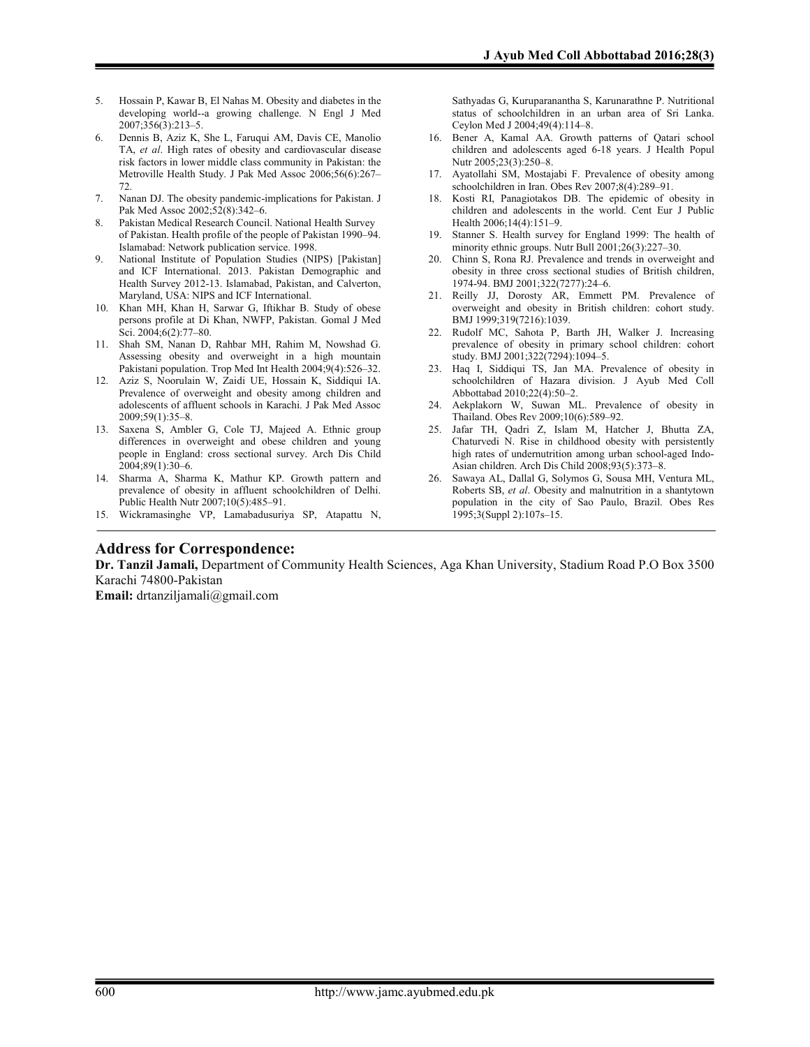5. Hossain P, Kawar B, El Nahas M. Obesity and diabetes in the developing world--a growing challenge. N Engl J Med 2007;356(3):213–5.
6. Dennis B, Aziz K, She L, Faruqui AM, Davis CE, Manolio TA, *et al*. High rates of obesity and cardiovascular disease risk factors in lower middle class community in Pakistan: the Metroville Health Study. J Pak Med Assoc 2006;56(6):267–72.
7. Nanan DJ. The obesity pandemic-implications for Pakistan. J Pak Med Assoc 2002;52(8):342–6.
8. Pakistan Medical Research Council. National Health Survey of Pakistan. Health profile of the people of Pakistan 1990–94. Islamabad: Network publication service. 1998.
9. National Institute of Population Studies (NIPS) [Pakistan] and ICF International. 2013. Pakistan Demographic and Health Survey 2012-13. Islamabad, Pakistan, and Calverton, Maryland, USA: NIPS and ICF International.
10. Khan MH, Khan H, Sarwar G, Iftikhar B. Study of obese persons profile at Di Khan, NWFP, Pakistan. Gomal J Med Sci. 2004;6(2):77–80.
11. Shah SM, Nanan D, Rahbar MH, Rahim M, Nowshad G. Assessing obesity and overweight in a high mountain Pakistani population. Trop Med Int Health 2004;9(4):526–32.
12. Aziz S, Noorulain W, Zaidi UE, Hossain K, Siddiqui IA. Prevalence of overweight and obesity among children and adolescents of affluent schools in Karachi. J Pak Med Assoc 2009;59(1):35–8.
13. Saxena S, Ambler G, Cole TJ, Majeed A. Ethnic group differences in overweight and obese children and young people in England: cross sectional survey. Arch Dis Child 2004;89(1):30–6.
14. Sharma A, Sharma K, Mathur KP. Growth pattern and prevalence of obesity in affluent schoolchildren of Delhi. Public Health Nutr 2007;10(5):485–91.
15. Wickramasinghe VP, Lamabadusuriya SP, Atapattu N, Sathyadas G, Kuruparanantha S, Karunarathne P. Nutritional status of schoolchildren in an urban area of Sri Lanka. Ceylon Med J 2004;49(4):114–8.
16. Bener A, Kamal AA. Growth patterns of Qatari school children and adolescents aged 6-18 years. J Health Popul Nutr 2005;23(3):250–8.
17. Ayatollahi SM, Mostajabi F. Prevalence of obesity among schoolchildren in Iran. Obes Rev 2007;8(4):289–91.
18. Kosti RI, Panagiotakos DB. The epidemic of obesity in children and adolescents in the world. Cent Eur J Public Health 2006;14(4):151–9.
19. Stanner S. Health survey for England 1999: The health of minority ethnic groups. Nutr Bull 2001;26(3):227–30.
20. Chinn S, Rona RJ. Prevalence and trends in overweight and obesity in three cross sectional studies of British children, 1974-94. BMJ 2001;322(7277):24–6.
21. Reilly JJ, Dorosty AR, Emmett PM. Prevalence of overweight and obesity in British children: cohort study. BMJ 1999;319(7216):1039.
22. Rudolf MC, Sahota P, Barth JH, Walker J. Increasing prevalence of obesity in primary school children: cohort study. BMJ 2001;322(7294):1094–5.
23. Haq I, Siddiqui TS, Jan MA. Prevalence of obesity in schoolchildren of Hazara division. J Ayub Med Coll Abbottabad 2010;22(4):50–2.
24. Aekplakorn W, Suwan ML. Prevalence of obesity in Thailand. Obes Rev 2009;10(6):589–92.
25. Jafar TH, Qadri Z, Islam M, Hatcher J, Bhutta ZA, Chaturvedi N. Rise in childhood obesity with persistently high rates of undernutrition among urban school-aged Indo-Asian children. Arch Dis Child 2008;93(5):373–8.
26. Sawaya AL, Dallal G, Solymos G, Sousa MH, Ventura ML, Roberts SB, *et al*. Obesity and malnutrition in a shantytown population in the city of Sao Paulo, Brazil. Obes Res 1995;3(Suppl 2):107s–15.

## Address for Correspondence:

**Dr. Tanzil Jamali,** Department of Community Health Sciences, Aga Khan University, Stadium Road P.O Box 3500 Karachi 74800-Pakistan

**Email:** drtanziljamali@gmail.com